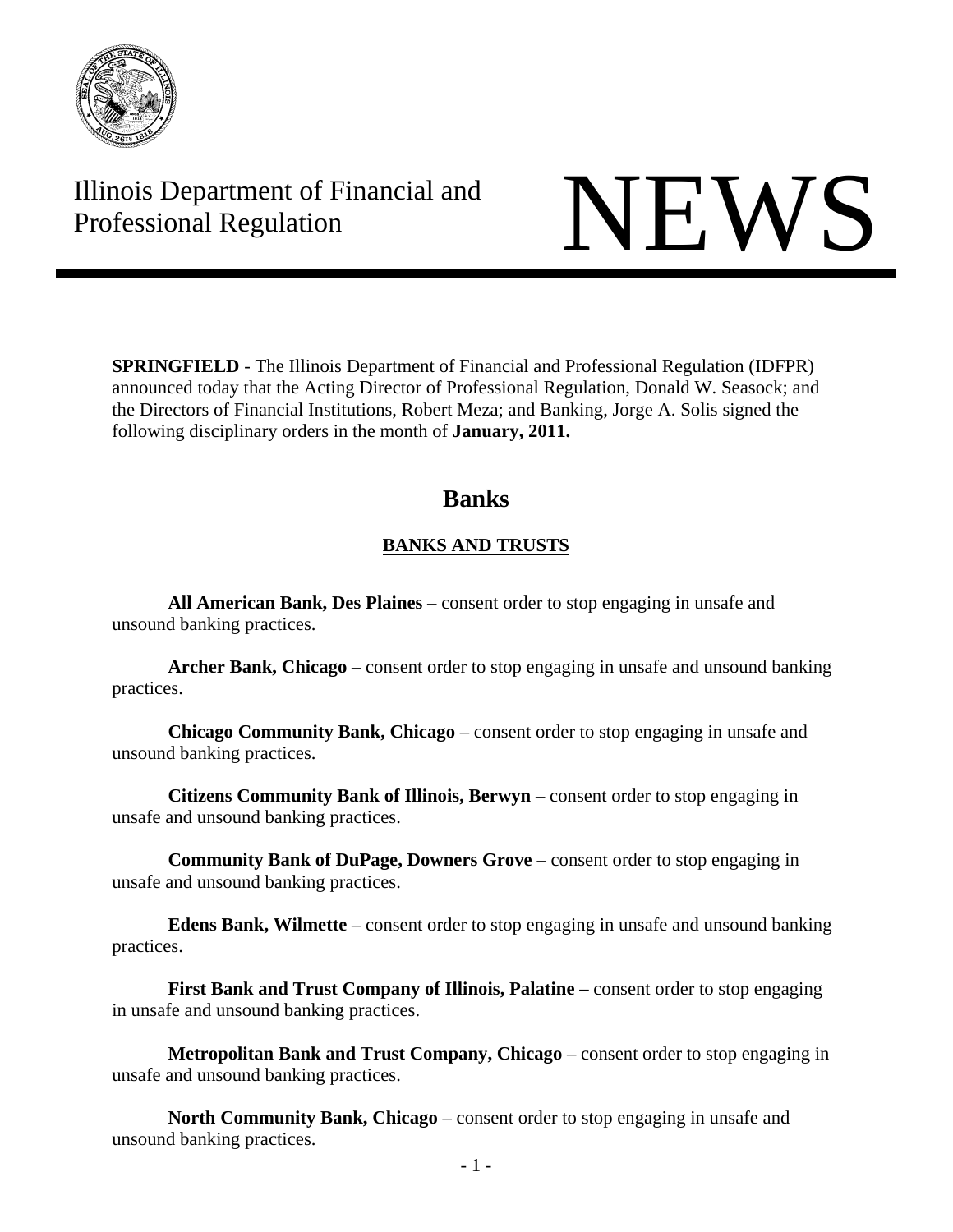Illinois Department of Financial and Professional Regulation

# NEWS

**SPRINGFIELD** - The Illinois Department of Financial and Professional Regulation (IDFPR) announced today that the Acting Director of Professional Regulation, Donald W. Seasock; and the Directors of Financial Institutions, Robert Meza; and Banking, Jorge A. Solis signed the following disciplinary orders in the month of **January, 2011.**

## Banks

### BANKS AND TRUSTS

**All American Bank, Des Plaines** – consent order to stop engaging in unsafe and unsound banking practices.

**Archer Bank, Chicago** – consent order to stop engaging in unsafe and unsound banking practices.

**Chicago Community Bank, Chicago** – consent order to stop engaging in unsafe and unsound banking practices.

**Citizens Community Bank of Illinois, Berwyn** – consent order to stop engaging in unsafe and unsound banking practices.

**Community Bank of DuPage, Downers Grove** – consent order to stop engaging in unsafe and unsound banking practices.

**Edens Bank, Wilmette** – consent order to stop engaging in unsafe and unsound banking practices.

**First Bank and Trust Company of Illinois, Palatine –** consent order to stop engaging in unsafe and unsound banking practices.

**Metropolitan Bank and Trust Company, Chicago** – consent order to stop engaging in unsafe and unsound banking practices.

**North Community Bank, Chicago** – consent order to stop engaging in unsafe and unsound banking practices.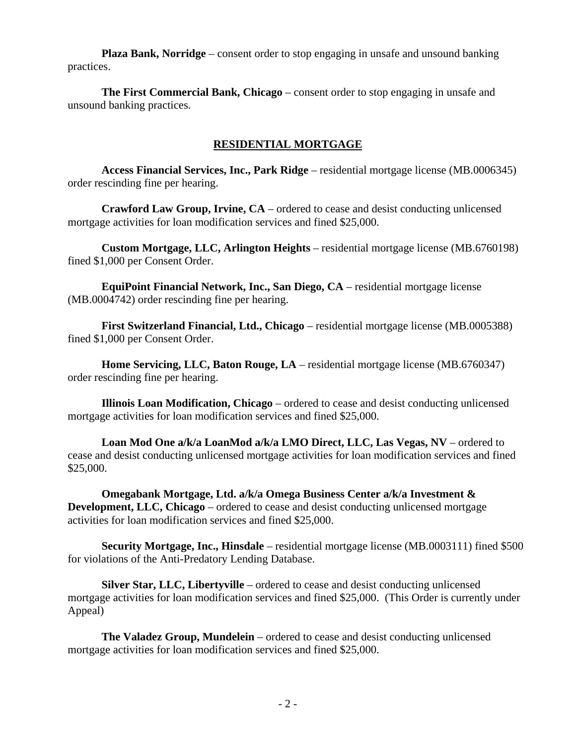**Plaza Bank, Norridge** – consent order to stop engaging in unsafe and unsound banking practices.

**The First Commercial Bank, Chicago** – consent order to stop engaging in unsafe and unsound banking practices.

## RESIDENTIAL MORTGAGE

**Access Financial Services, Inc., Park Ridge** – residential mortgage license (MB.0006345) order rescinding fine per hearing.

**Crawford Law Group, Irvine, CA** – ordered to cease and desist conducting unlicensed mortgage activities for loan modification services and fined $25,000.

**Custom Mortgage, LLC, Arlington Heights** – residential mortgage license (MB.6760198) fined $1,000 per Consent Order.

**EquiPoint Financial Network, Inc., San Diego, CA** – residential mortgage license (MB.0004742) order rescinding fine per hearing.

**First Switzerland Financial, Ltd., Chicago** – residential mortgage license (MB.0005388) fined $1,000 per Consent Order.

**Home Servicing, LLC, Baton Rouge, LA** – residential mortgage license (MB.6760347) order rescinding fine per hearing.

**Illinois Loan Modification, Chicago** – ordered to cease and desist conducting unlicensed mortgage activities for loan modification services and fined $25,000.

**Loan Mod One a/k/a LoanMod a/k/a LMO Direct, LLC, Las Vegas, NV** – ordered to cease and desist conducting unlicensed mortgage activities for loan modification services and fined $25,000.

**Omegabank Mortgage, Ltd. a/k/a Omega Business Center a/k/a Investment & Development, LLC, Chicago** – ordered to cease and desist conducting unlicensed mortgage activities for loan modification services and fined $25,000.

**Security Mortgage, Inc., Hinsdale** – residential mortgage license (MB.0003111) fined $500 for violations of the Anti-Predatory Lending Database.

**Silver Star, LLC, Libertyville** – ordered to cease and desist conducting unlicensed mortgage activities for loan modification services and fined $25,000. (This Order is currently under Appeal)

**The Valadez Group, Mundelein** – ordered to cease and desist conducting unlicensed mortgage activities for loan modification services and fined $25,000.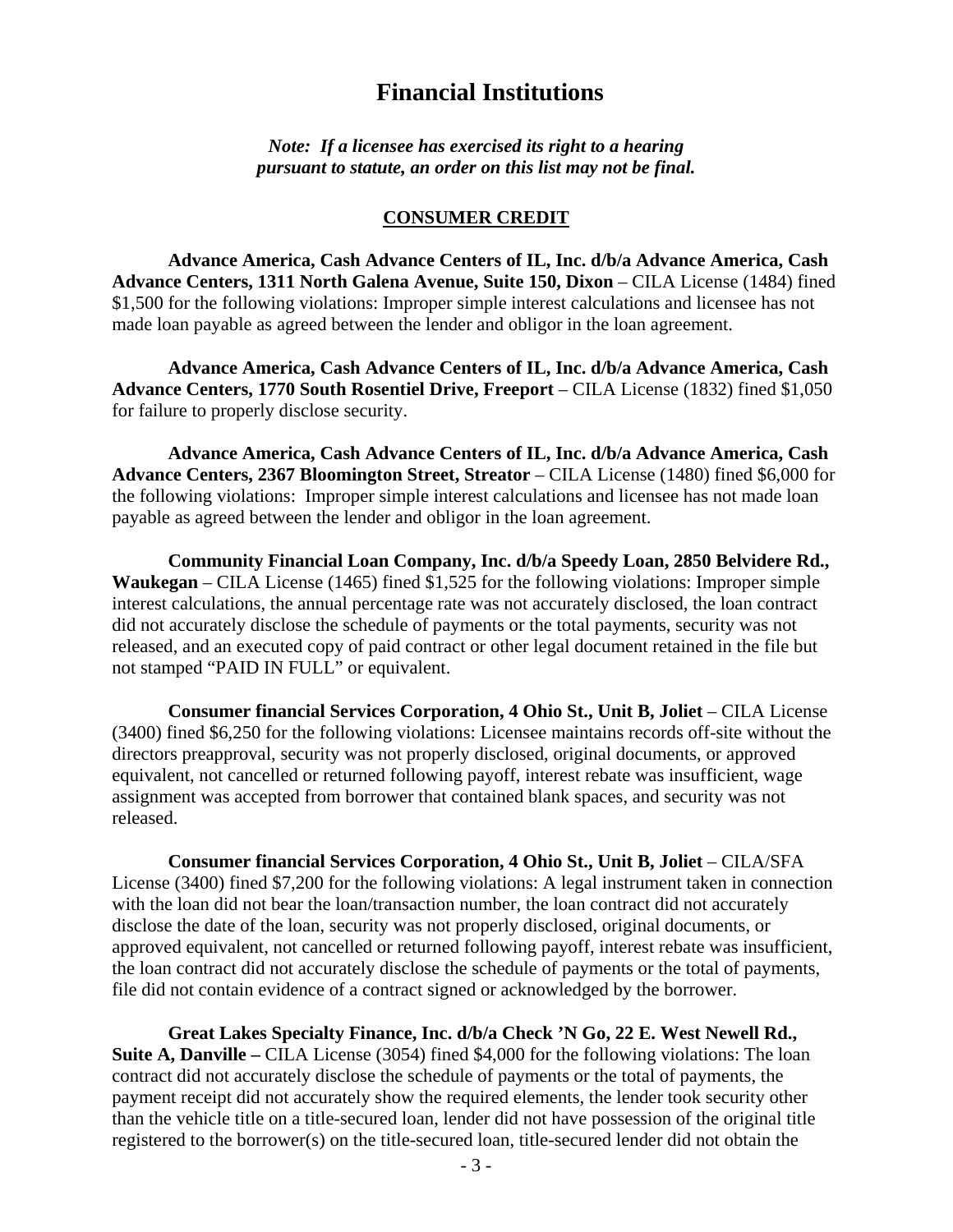# Financial Institutions

*Note: If a licensee has exercised its right to a hearing pursuant to statute, an order on this list may not be final.*

## CONSUMER CREDIT

**Advance America, Cash Advance Centers of IL, Inc. d/b/a Advance America, Cash Advance Centers, 1311 North Galena Avenue, Suite 150, Dixon** – CILA License (1484) fined $1,500 for the following violations: Improper simple interest calculations and licensee has not made loan payable as agreed between the lender and obligor in the loan agreement.

**Advance America, Cash Advance Centers of IL, Inc. d/b/a Advance America, Cash Advance Centers, 1770 South Rosentiel Drive, Freeport** – CILA License (1832) fined $1,050 for failure to properly disclose security.

**Advance America, Cash Advance Centers of IL, Inc. d/b/a Advance America, Cash Advance Centers, 2367 Bloomington Street, Streator** – CILA License (1480) fined $6,000 for the following violations: Improper simple interest calculations and licensee has not made loan payable as agreed between the lender and obligor in the loan agreement.

**Community Financial Loan Company, Inc. d/b/a Speedy Loan, 2850 Belvidere Rd., Waukegan** – CILA License (1465) fined $1,525 for the following violations: Improper simple interest calculations, the annual percentage rate was not accurately disclosed, the loan contract did not accurately disclose the schedule of payments or the total payments, security was not released, and an executed copy of paid contract or other legal document retained in the file but not stamped "PAID IN FULL" or equivalent.

**Consumer financial Services Corporation, 4 Ohio St., Unit B, Joliet** – CILA License (3400) fined $6,250 for the following violations: Licensee maintains records off-site without the directors preapproval, security was not properly disclosed, original documents, or approved equivalent, not cancelled or returned following payoff, interest rebate was insufficient, wage assignment was accepted from borrower that contained blank spaces, and security was not released.

**Consumer financial Services Corporation, 4 Ohio St., Unit B, Joliet** – CILA/SFA License (3400) fined $7,200 for the following violations: A legal instrument taken in connection with the loan did not bear the loan/transaction number, the loan contract did not accurately disclose the date of the loan, security was not properly disclosed, original documents, or approved equivalent, not cancelled or returned following payoff, interest rebate was insufficient, the loan contract did not accurately disclose the schedule of payments or the total of payments, file did not contain evidence of a contract signed or acknowledged by the borrower.

**Great Lakes Specialty Finance, Inc. d/b/a Check 'N Go, 22 E. West Newell Rd., Suite A, Danville –** CILA License (3054) fined $4,000 for the following violations: The loan contract did not accurately disclose the schedule of payments or the total of payments, the payment receipt did not accurately show the required elements, the lender took security other than the vehicle title on a title-secured loan, lender did not have possession of the original title registered to the borrower(s) on the title-secured loan, title-secured lender did not obtain the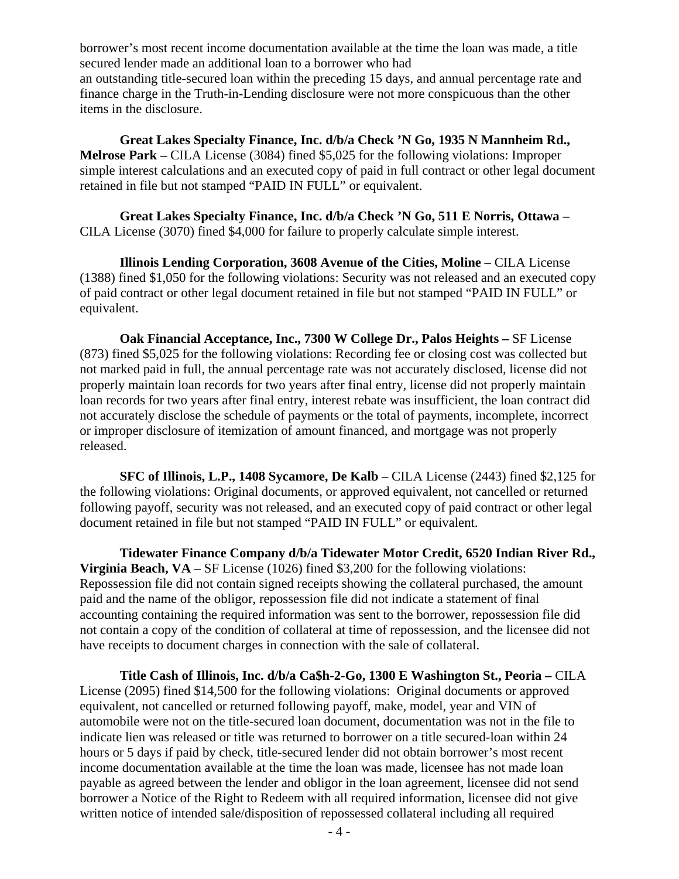borrower's most recent income documentation available at the time the loan was made, a title secured lender made an additional loan to a borrower who had an outstanding title-secured loan within the preceding 15 days, and annual percentage rate and finance charge in the Truth-in-Lending disclosure were not more conspicuous than the other items in the disclosure.

**Great Lakes Specialty Finance, Inc. d/b/a Check 'N Go, 1935 N Mannheim Rd., Melrose Park –** CILA License (3084) fined $5,025 for the following violations: Improper simple interest calculations and an executed copy of paid in full contract or other legal document retained in file but not stamped "PAID IN FULL" or equivalent.

**Great Lakes Specialty Finance, Inc. d/b/a Check 'N Go, 511 E Norris, Ottawa –** CILA License (3070) fined $4,000 for failure to properly calculate simple interest.

**Illinois Lending Corporation, 3608 Avenue of the Cities, Moline** – CILA License (1388) fined $1,050 for the following violations: Security was not released and an executed copy of paid contract or other legal document retained in file but not stamped "PAID IN FULL" or equivalent.

**Oak Financial Acceptance, Inc., 7300 W College Dr., Palos Heights –** SF License (873) fined $5,025 for the following violations: Recording fee or closing cost was collected but not marked paid in full, the annual percentage rate was not accurately disclosed, license did not properly maintain loan records for two years after final entry, license did not properly maintain loan records for two years after final entry, interest rebate was insufficient, the loan contract did not accurately disclose the schedule of payments or the total of payments, incomplete, incorrect or improper disclosure of itemization of amount financed, and mortgage was not properly released.

**SFC of Illinois, L.P., 1408 Sycamore, De Kalb** – CILA License (2443) fined $2,125 for the following violations: Original documents, or approved equivalent, not cancelled or returned following payoff, security was not released, and an executed copy of paid contract or other legal document retained in file but not stamped "PAID IN FULL" or equivalent.

**Tidewater Finance Company d/b/a Tidewater Motor Credit, 6520 Indian River Rd., Virginia Beach, VA** – SF License (1026) fined $3,200 for the following violations: Repossession file did not contain signed receipts showing the collateral purchased, the amount paid and the name of the obligor, repossession file did not indicate a statement of final accounting containing the required information was sent to the borrower, repossession file did not contain a copy of the condition of collateral at time of repossession, and the licensee did not have receipts to document charges in connection with the sale of collateral.

**Title Cash of Illinois, Inc. d/b/a Ca$h-2-Go, 1300 E Washington St., Peoria –** CILA License (2095) fined $14,500 for the following violations: Original documents or approved equivalent, not cancelled or returned following payoff, make, model, year and VIN of automobile were not on the title-secured loan document, documentation was not in the file to indicate lien was released or title was returned to borrower on a title secured-loan within 24 hours or 5 days if paid by check, title-secured lender did not obtain borrower's most recent income documentation available at the time the loan was made, licensee has not made loan payable as agreed between the lender and obligor in the loan agreement, licensee did not send borrower a Notice of the Right to Redeem with all required information, licensee did not give written notice of intended sale/disposition of repossessed collateral including all required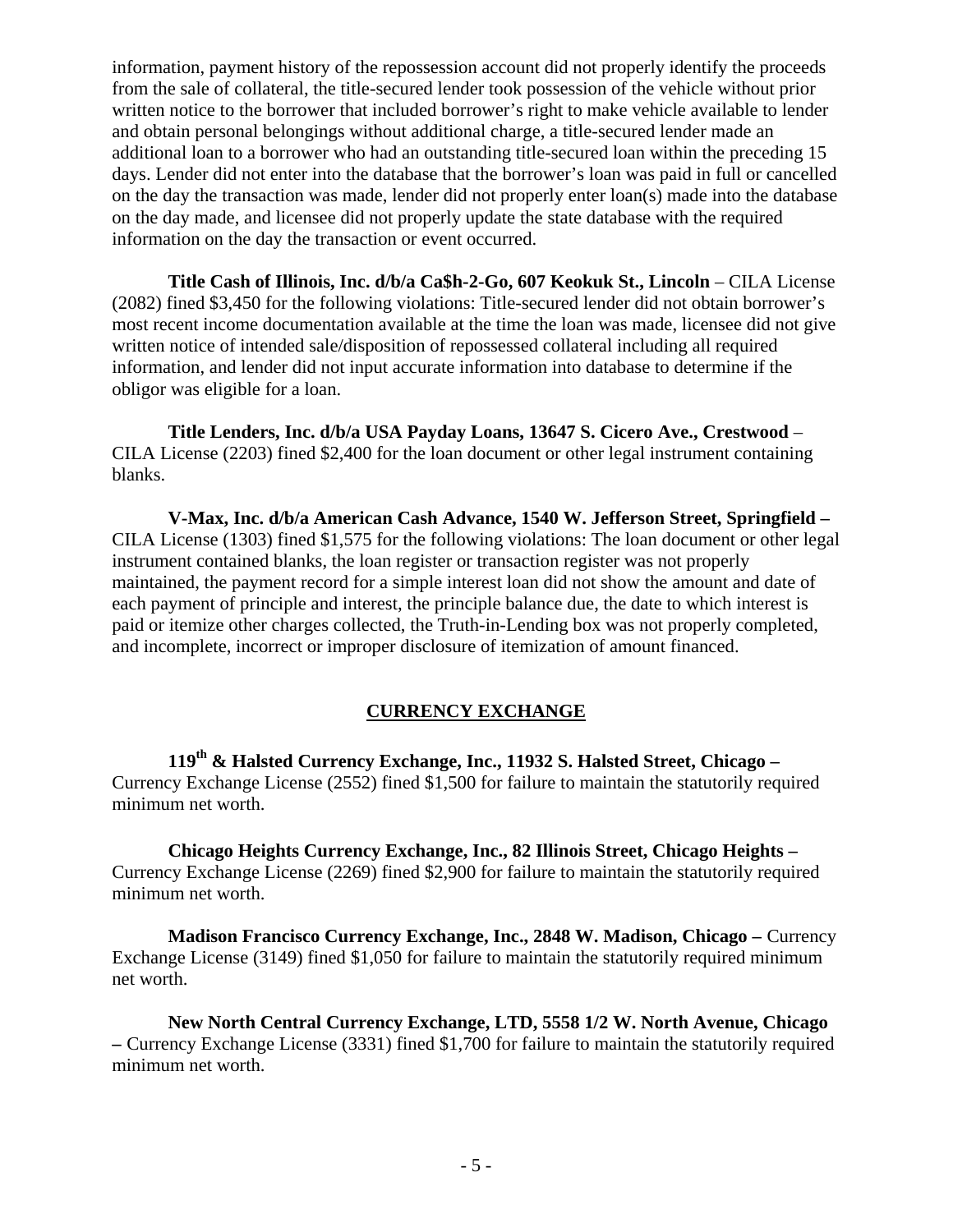information, payment history of the repossession account did not properly identify the proceeds from the sale of collateral, the title-secured lender took possession of the vehicle without prior written notice to the borrower that included borrower's right to make vehicle available to lender and obtain personal belongings without additional charge, a title-secured lender made an additional loan to a borrower who had an outstanding title-secured loan within the preceding 15 days. Lender did not enter into the database that the borrower's loan was paid in full or cancelled on the day the transaction was made, lender did not properly enter loan(s) made into the database on the day made, and licensee did not properly update the state database with the required information on the day the transaction or event occurred.

**Title Cash of Illinois, Inc. d/b/a Ca$h-2-Go, 607 Keokuk St., Lincoln** – CILA License (2082) fined $3,450 for the following violations: Title-secured lender did not obtain borrower's most recent income documentation available at the time the loan was made, licensee did not give written notice of intended sale/disposition of repossessed collateral including all required information, and lender did not input accurate information into database to determine if the obligor was eligible for a loan.

**Title Lenders, Inc. d/b/a USA Payday Loans, 13647 S. Cicero Ave., Crestwood** – CILA License (2203) fined $2,400 for the loan document or other legal instrument containing blanks.

**V-Max, Inc. d/b/a American Cash Advance, 1540 W. Jefferson Street, Springfield –** CILA License (1303) fined $1,575 for the following violations: The loan document or other legal instrument contained blanks, the loan register or transaction register was not properly maintained, the payment record for a simple interest loan did not show the amount and date of each payment of principle and interest, the principle balance due, the date to which interest is paid or itemize other charges collected, the Truth-in-Lending box was not properly completed, and incomplete, incorrect or improper disclosure of itemization of amount financed.

## CURRENCY EXCHANGE

**119th & Halsted Currency Exchange, Inc., 11932 S. Halsted Street, Chicago –** Currency Exchange License (2552) fined $1,500 for failure to maintain the statutorily required minimum net worth.

**Chicago Heights Currency Exchange, Inc., 82 Illinois Street, Chicago Heights –** Currency Exchange License (2269) fined $2,900 for failure to maintain the statutorily required minimum net worth.

**Madison Francisco Currency Exchange, Inc., 2848 W. Madison, Chicago –** Currency Exchange License (3149) fined $1,050 for failure to maintain the statutorily required minimum net worth.

**New North Central Currency Exchange, LTD, 5558 1/2 W. North Avenue, Chicago –** Currency Exchange License (3331) fined $1,700 for failure to maintain the statutorily required minimum net worth.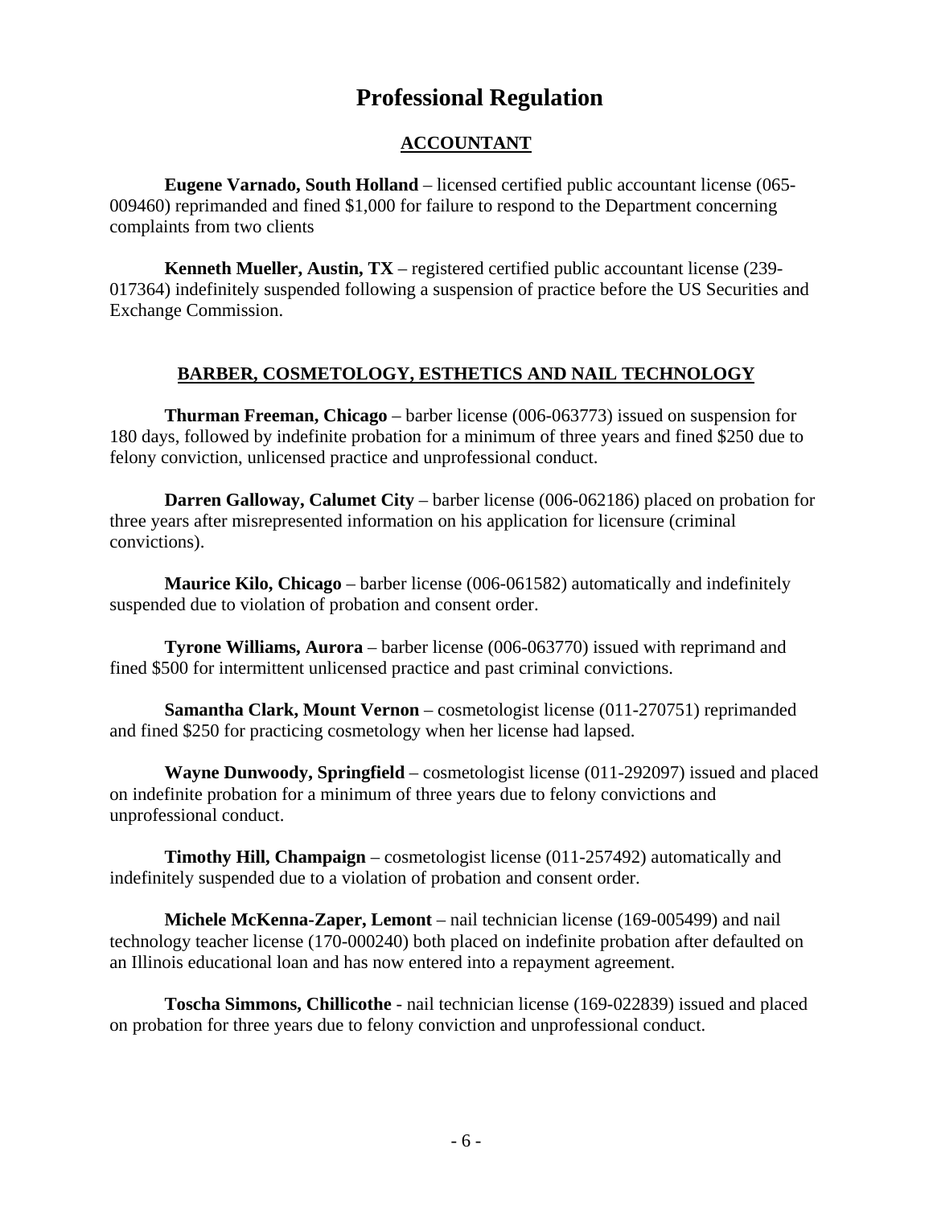# Professional Regulation

## ACCOUNTANT

**Eugene Varnado, South Holland** – licensed certified public accountant license (065-009460) reprimanded and fined $1,000 for failure to respond to the Department concerning complaints from two clients

**Kenneth Mueller, Austin, TX** – registered certified public accountant license (239-017364) indefinitely suspended following a suspension of practice before the US Securities and Exchange Commission.

## BARBER, COSMETOLOGY, ESTHETICS AND NAIL TECHNOLOGY

**Thurman Freeman, Chicago** – barber license (006-063773) issued on suspension for 180 days, followed by indefinite probation for a minimum of three years and fined $250 due to felony conviction, unlicensed practice and unprofessional conduct.

**Darren Galloway, Calumet City** – barber license (006-062186) placed on probation for three years after misrepresented information on his application for licensure (criminal convictions).

**Maurice Kilo, Chicago** – barber license (006-061582) automatically and indefinitely suspended due to violation of probation and consent order.

**Tyrone Williams, Aurora** – barber license (006-063770) issued with reprimand and fined $500 for intermittent unlicensed practice and past criminal convictions.

**Samantha Clark, Mount Vernon** – cosmetologist license (011-270751) reprimanded and fined $250 for practicing cosmetology when her license had lapsed.

**Wayne Dunwoody, Springfield** – cosmetologist license (011-292097) issued and placed on indefinite probation for a minimum of three years due to felony convictions and unprofessional conduct.

**Timothy Hill, Champaign** – cosmetologist license (011-257492) automatically and indefinitely suspended due to a violation of probation and consent order.

**Michele McKenna-Zaper, Lemont** – nail technician license (169-005499) and nail technology teacher license (170-000240) both placed on indefinite probation after defaulted on an Illinois educational loan and has now entered into a repayment agreement.

**Toscha Simmons, Chillicothe** - nail technician license (169-022839) issued and placed on probation for three years due to felony conviction and unprofessional conduct.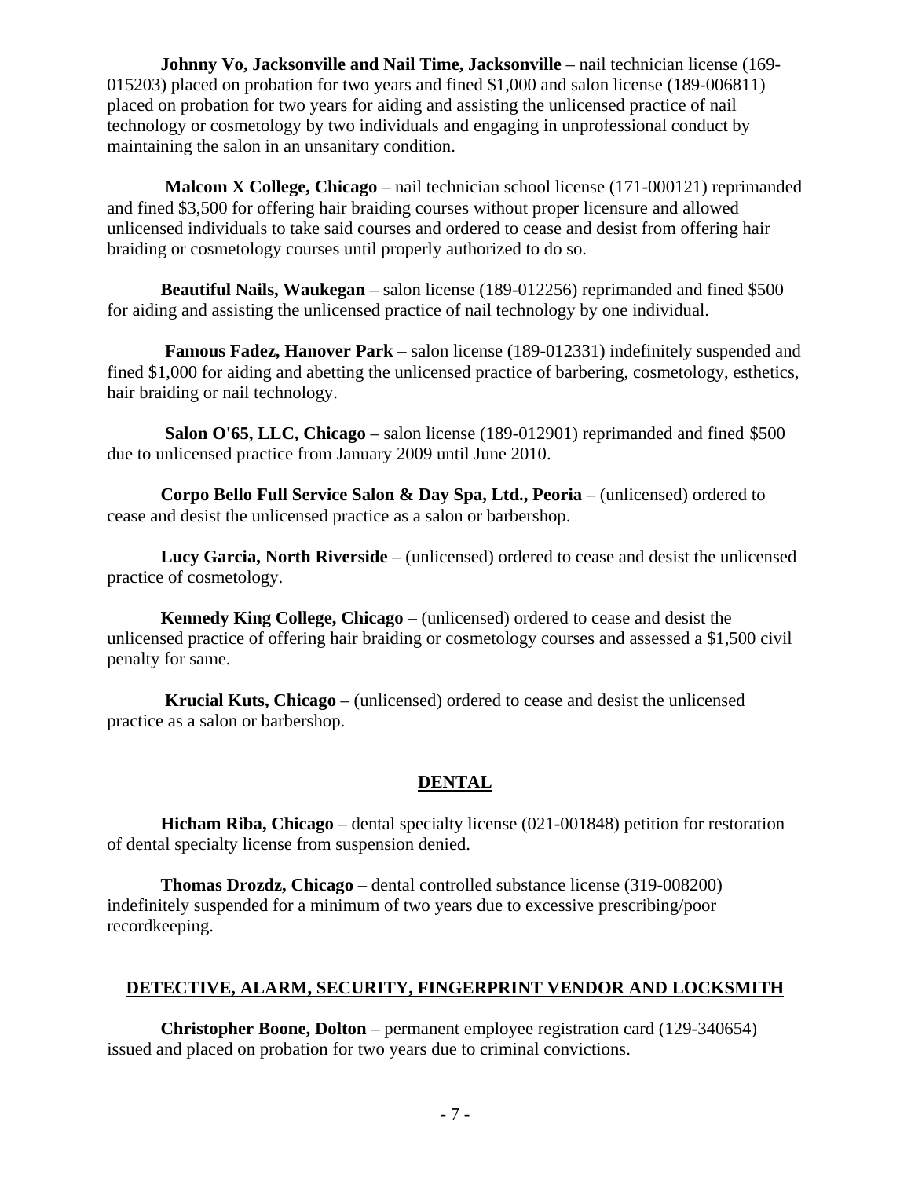**Johnny Vo, Jacksonville and Nail Time, Jacksonville** – nail technician license (169-015203) placed on probation for two years and fined $1,000 and salon license (189-006811) placed on probation for two years for aiding and assisting the unlicensed practice of nail technology or cosmetology by two individuals and engaging in unprofessional conduct by maintaining the salon in an unsanitary condition.

**Malcom X College, Chicago** – nail technician school license (171-000121) reprimanded and fined $3,500 for offering hair braiding courses without proper licensure and allowed unlicensed individuals to take said courses and ordered to cease and desist from offering hair braiding or cosmetology courses until properly authorized to do so.

**Beautiful Nails, Waukegan** – salon license (189-012256) reprimanded and fined $500 for aiding and assisting the unlicensed practice of nail technology by one individual.

**Famous Fadez, Hanover Park** – salon license (189-012331) indefinitely suspended and fined $1,000 for aiding and abetting the unlicensed practice of barbering, cosmetology, esthetics, hair braiding or nail technology.

**Salon O'65, LLC, Chicago** – salon license (189-012901) reprimanded and fined $500 due to unlicensed practice from January 2009 until June 2010.

**Corpo Bello Full Service Salon & Day Spa, Ltd., Peoria** – (unlicensed) ordered to cease and desist the unlicensed practice as a salon or barbershop.

**Lucy Garcia, North Riverside** – (unlicensed) ordered to cease and desist the unlicensed practice of cosmetology.

**Kennedy King College, Chicago** – (unlicensed) ordered to cease and desist the unlicensed practice of offering hair braiding or cosmetology courses and assessed a $1,500 civil penalty for same.

**Krucial Kuts, Chicago** – (unlicensed) ordered to cease and desist the unlicensed practice as a salon or barbershop.

## DENTAL

**Hicham Riba, Chicago** – dental specialty license (021-001848) petition for restoration of dental specialty license from suspension denied.

**Thomas Drozdz, Chicago** – dental controlled substance license (319-008200) indefinitely suspended for a minimum of two years due to excessive prescribing/poor recordkeeping.

## DETECTIVE, ALARM, SECURITY, FINGERPRINT VENDOR AND LOCKSMITH

**Christopher Boone, Dolton** – permanent employee registration card (129-340654) issued and placed on probation for two years due to criminal convictions.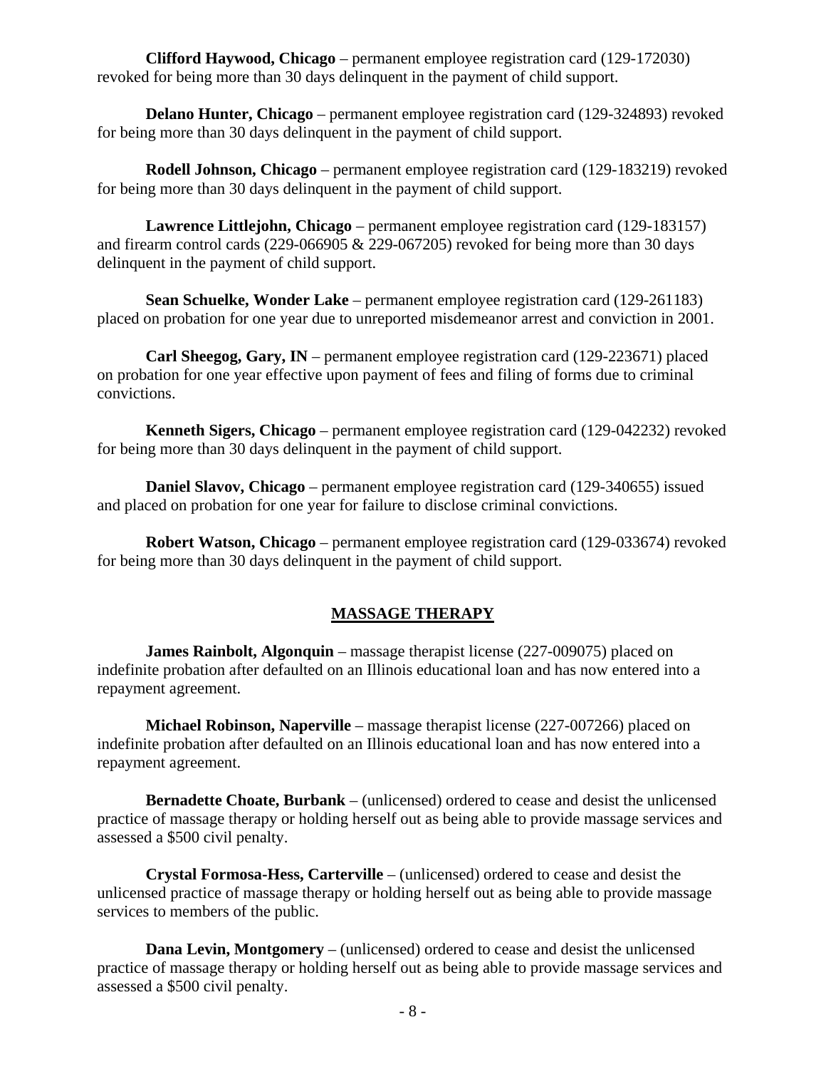**Clifford Haywood, Chicago** – permanent employee registration card (129-172030) revoked for being more than 30 days delinquent in the payment of child support.

**Delano Hunter, Chicago** – permanent employee registration card (129-324893) revoked for being more than 30 days delinquent in the payment of child support.

**Rodell Johnson, Chicago** – permanent employee registration card (129-183219) revoked for being more than 30 days delinquent in the payment of child support.

**Lawrence Littlejohn, Chicago** – permanent employee registration card (129-183157) and firearm control cards (229-066905 & 229-067205) revoked for being more than 30 days delinquent in the payment of child support.

**Sean Schuelke, Wonder Lake** – permanent employee registration card (129-261183) placed on probation for one year due to unreported misdemeanor arrest and conviction in 2001.

**Carl Sheegog, Gary, IN** – permanent employee registration card (129-223671) placed on probation for one year effective upon payment of fees and filing of forms due to criminal convictions.

**Kenneth Sigers, Chicago** – permanent employee registration card (129-042232) revoked for being more than 30 days delinquent in the payment of child support.

**Daniel Slavov, Chicago** – permanent employee registration card (129-340655) issued and placed on probation for one year for failure to disclose criminal convictions.

**Robert Watson, Chicago** – permanent employee registration card (129-033674) revoked for being more than 30 days delinquent in the payment of child support.

## MASSAGE THERAPY

**James Rainbolt, Algonquin** – massage therapist license (227-009075) placed on indefinite probation after defaulted on an Illinois educational loan and has now entered into a repayment agreement.

**Michael Robinson, Naperville** – massage therapist license (227-007266) placed on indefinite probation after defaulted on an Illinois educational loan and has now entered into a repayment agreement.

**Bernadette Choate, Burbank** – (unlicensed) ordered to cease and desist the unlicensed practice of massage therapy or holding herself out as being able to provide massage services and assessed a $500 civil penalty.

**Crystal Formosa-Hess, Carterville** – (unlicensed) ordered to cease and desist the unlicensed practice of massage therapy or holding herself out as being able to provide massage services to members of the public.

**Dana Levin, Montgomery** – (unlicensed) ordered to cease and desist the unlicensed practice of massage therapy or holding herself out as being able to provide massage services and assessed a $500 civil penalty.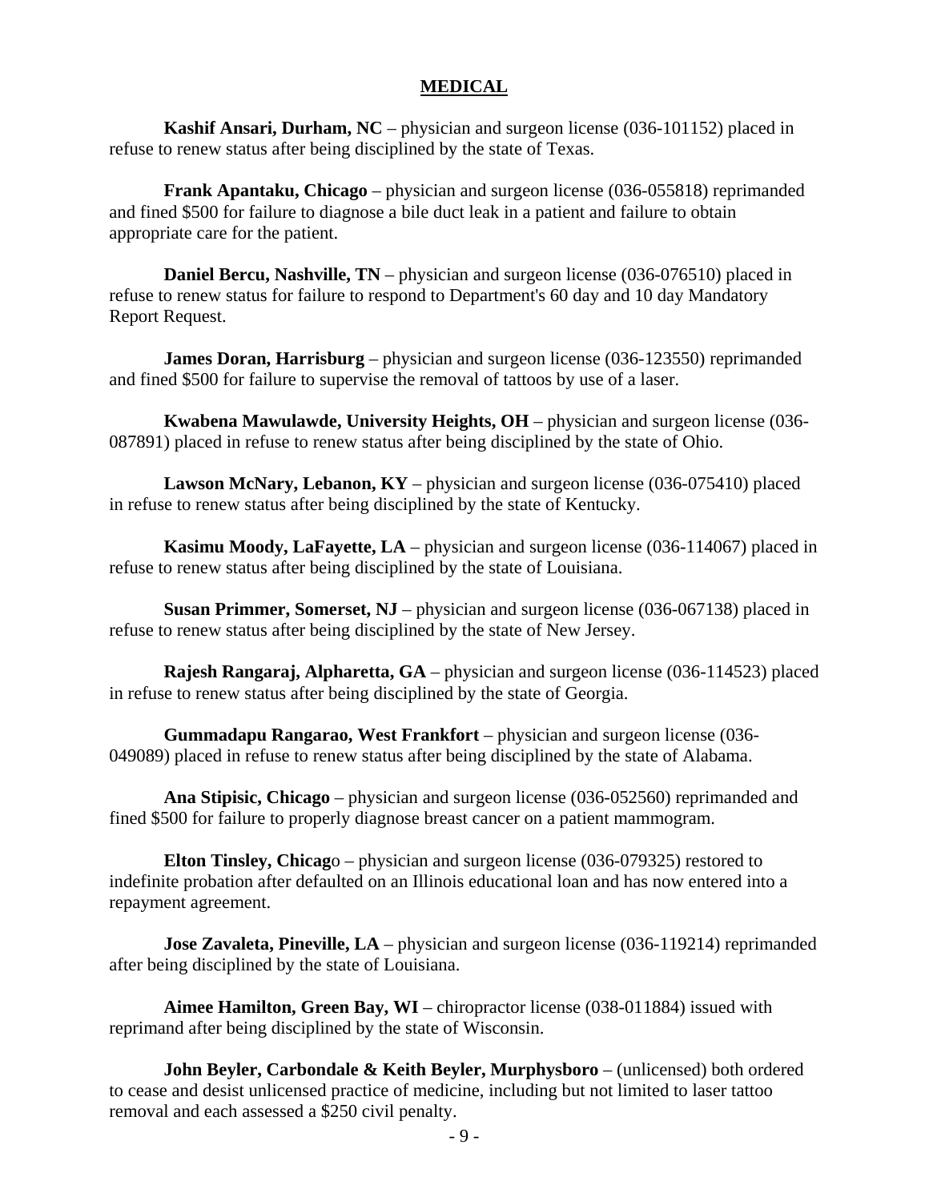## MEDICAL

**Kashif Ansari, Durham, NC** – physician and surgeon license (036-101152) placed in refuse to renew status after being disciplined by the state of Texas.

**Frank Apantaku, Chicago** – physician and surgeon license (036-055818) reprimanded and fined $500 for failure to diagnose a bile duct leak in a patient and failure to obtain appropriate care for the patient.

**Daniel Bercu, Nashville, TN** – physician and surgeon license (036-076510) placed in refuse to renew status for failure to respond to Department's 60 day and 10 day Mandatory Report Request.

**James Doran, Harrisburg** – physician and surgeon license (036-123550) reprimanded and fined $500 for failure to supervise the removal of tattoos by use of a laser.

**Kwabena Mawulawde, University Heights, OH** – physician and surgeon license (036-087891) placed in refuse to renew status after being disciplined by the state of Ohio.

**Lawson McNary, Lebanon, KY** – physician and surgeon license (036-075410) placed in refuse to renew status after being disciplined by the state of Kentucky.

**Kasimu Moody, LaFayette, LA** – physician and surgeon license (036-114067) placed in refuse to renew status after being disciplined by the state of Louisiana.

**Susan Primmer, Somerset, NJ** – physician and surgeon license (036-067138) placed in refuse to renew status after being disciplined by the state of New Jersey.

**Rajesh Rangaraj, Alpharetta, GA** – physician and surgeon license (036-114523) placed in refuse to renew status after being disciplined by the state of Georgia.

**Gummadapu Rangarao, West Frankfort** – physician and surgeon license (036-049089) placed in refuse to renew status after being disciplined by the state of Alabama.

**Ana Stipisic, Chicago** – physician and surgeon license (036-052560) reprimanded and fined $500 for failure to properly diagnose breast cancer on a patient mammogram.

**Elton Tinsley, Chicag**o – physician and surgeon license (036-079325) restored to indefinite probation after defaulted on an Illinois educational loan and has now entered into a repayment agreement.

**Jose Zavaleta, Pineville, LA** – physician and surgeon license (036-119214) reprimanded after being disciplined by the state of Louisiana.

**Aimee Hamilton, Green Bay, WI** – chiropractor license (038-011884) issued with reprimand after being disciplined by the state of Wisconsin.

**John Beyler, Carbondale & Keith Beyler, Murphysboro** – (unlicensed) both ordered to cease and desist unlicensed practice of medicine, including but not limited to laser tattoo removal and each assessed a $250 civil penalty.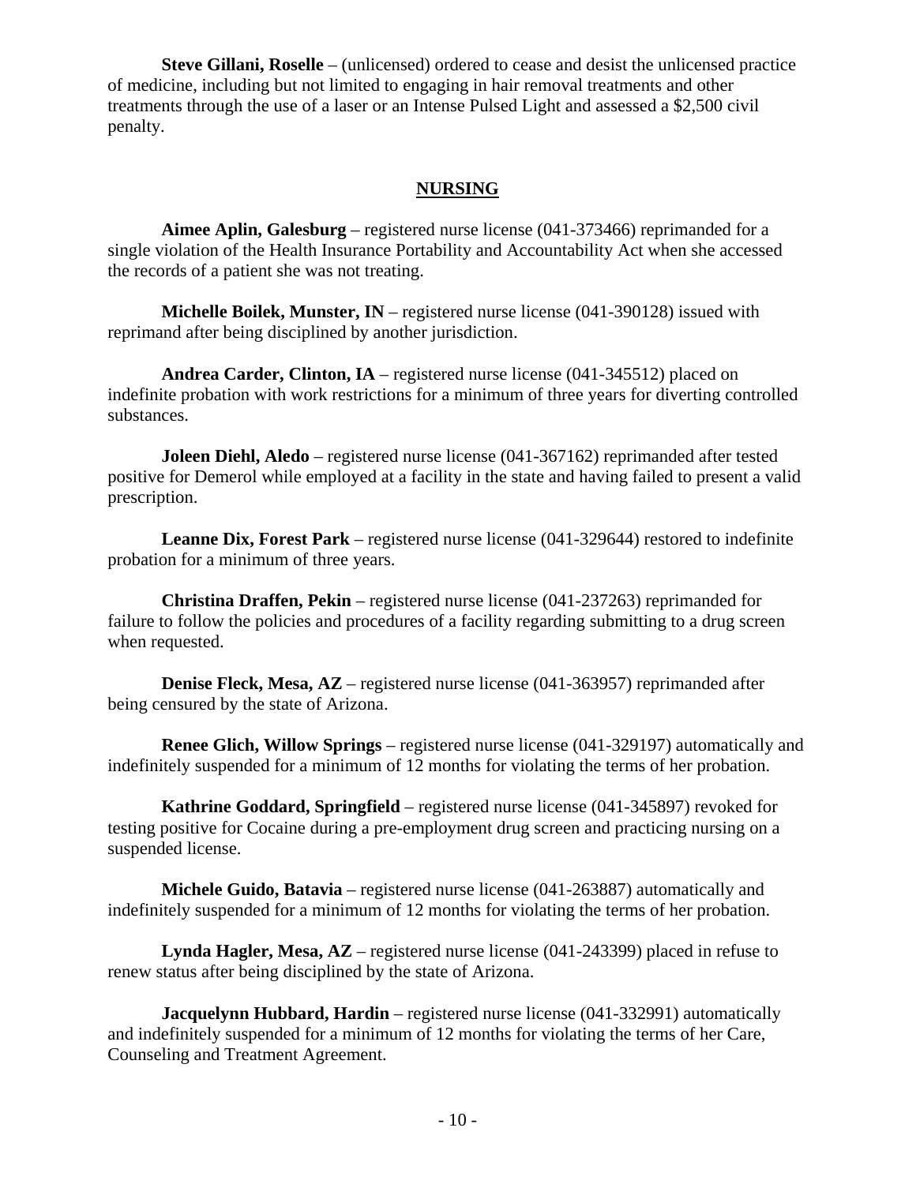**Steve Gillani, Roselle** – (unlicensed) ordered to cease and desist the unlicensed practice of medicine, including but not limited to engaging in hair removal treatments and other treatments through the use of a laser or an Intense Pulsed Light and assessed a $2,500 civil penalty.

## NURSING

**Aimee Aplin, Galesburg** – registered nurse license (041-373466) reprimanded for a single violation of the Health Insurance Portability and Accountability Act when she accessed the records of a patient she was not treating.

**Michelle Boilek, Munster, IN** – registered nurse license (041-390128) issued with reprimand after being disciplined by another jurisdiction.

**Andrea Carder, Clinton, IA** – registered nurse license (041-345512) placed on indefinite probation with work restrictions for a minimum of three years for diverting controlled substances.

**Joleen Diehl, Aledo** – registered nurse license (041-367162) reprimanded after tested positive for Demerol while employed at a facility in the state and having failed to present a valid prescription.

**Leanne Dix, Forest Park** – registered nurse license (041-329644) restored to indefinite probation for a minimum of three years.

**Christina Draffen, Pekin** – registered nurse license (041-237263) reprimanded for failure to follow the policies and procedures of a facility regarding submitting to a drug screen when requested.

**Denise Fleck, Mesa, AZ** – registered nurse license (041-363957) reprimanded after being censured by the state of Arizona.

**Renee Glich, Willow Springs** – registered nurse license (041-329197) automatically and indefinitely suspended for a minimum of 12 months for violating the terms of her probation.

**Kathrine Goddard, Springfield** – registered nurse license (041-345897) revoked for testing positive for Cocaine during a pre-employment drug screen and practicing nursing on a suspended license.

**Michele Guido, Batavia** – registered nurse license (041-263887) automatically and indefinitely suspended for a minimum of 12 months for violating the terms of her probation.

**Lynda Hagler, Mesa, AZ** – registered nurse license (041-243399) placed in refuse to renew status after being disciplined by the state of Arizona.

**Jacquelynn Hubbard, Hardin** – registered nurse license (041-332991) automatically and indefinitely suspended for a minimum of 12 months for violating the terms of her Care, Counseling and Treatment Agreement.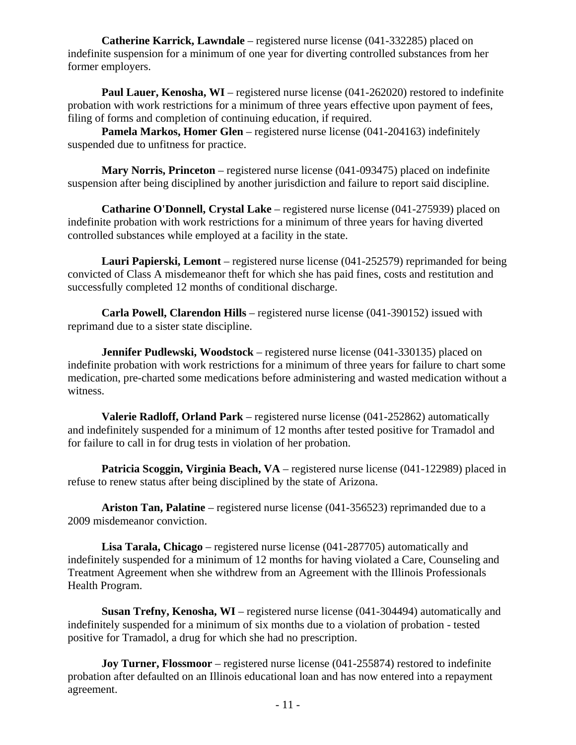**Catherine Karrick, Lawndale** – registered nurse license (041-332285) placed on indefinite suspension for a minimum of one year for diverting controlled substances from her former employers.

**Paul Lauer, Kenosha, WI** – registered nurse license (041-262020) restored to indefinite probation with work restrictions for a minimum of three years effective upon payment of fees, filing of forms and completion of continuing education, if required.

**Pamela Markos, Homer Glen** – registered nurse license (041-204163) indefinitely suspended due to unfitness for practice.

**Mary Norris, Princeton** – registered nurse license (041-093475) placed on indefinite suspension after being disciplined by another jurisdiction and failure to report said discipline.

**Catharine O'Donnell, Crystal Lake** – registered nurse license (041-275939) placed on indefinite probation with work restrictions for a minimum of three years for having diverted controlled substances while employed at a facility in the state.

**Lauri Papierski, Lemont** – registered nurse license (041-252579) reprimanded for being convicted of Class A misdemeanor theft for which she has paid fines, costs and restitution and successfully completed 12 months of conditional discharge.

**Carla Powell, Clarendon Hills** – registered nurse license (041-390152) issued with reprimand due to a sister state discipline.

**Jennifer Pudlewski, Woodstock** – registered nurse license (041-330135) placed on indefinite probation with work restrictions for a minimum of three years for failure to chart some medication, pre-charted some medications before administering and wasted medication without a witness.

**Valerie Radloff, Orland Park** – registered nurse license (041-252862) automatically and indefinitely suspended for a minimum of 12 months after tested positive for Tramadol and for failure to call in for drug tests in violation of her probation.

**Patricia Scoggin, Virginia Beach, VA** – registered nurse license (041-122989) placed in refuse to renew status after being disciplined by the state of Arizona.

**Ariston Tan, Palatine** – registered nurse license (041-356523) reprimanded due to a 2009 misdemeanor conviction.

**Lisa Tarala, Chicago** – registered nurse license (041-287705) automatically and indefinitely suspended for a minimum of 12 months for having violated a Care, Counseling and Treatment Agreement when she withdrew from an Agreement with the Illinois Professionals Health Program.

**Susan Trefny, Kenosha, WI** – registered nurse license (041-304494) automatically and indefinitely suspended for a minimum of six months due to a violation of probation - tested positive for Tramadol, a drug for which she had no prescription.

**Joy Turner, Flossmoor** – registered nurse license (041-255874) restored to indefinite probation after defaulted on an Illinois educational loan and has now entered into a repayment agreement.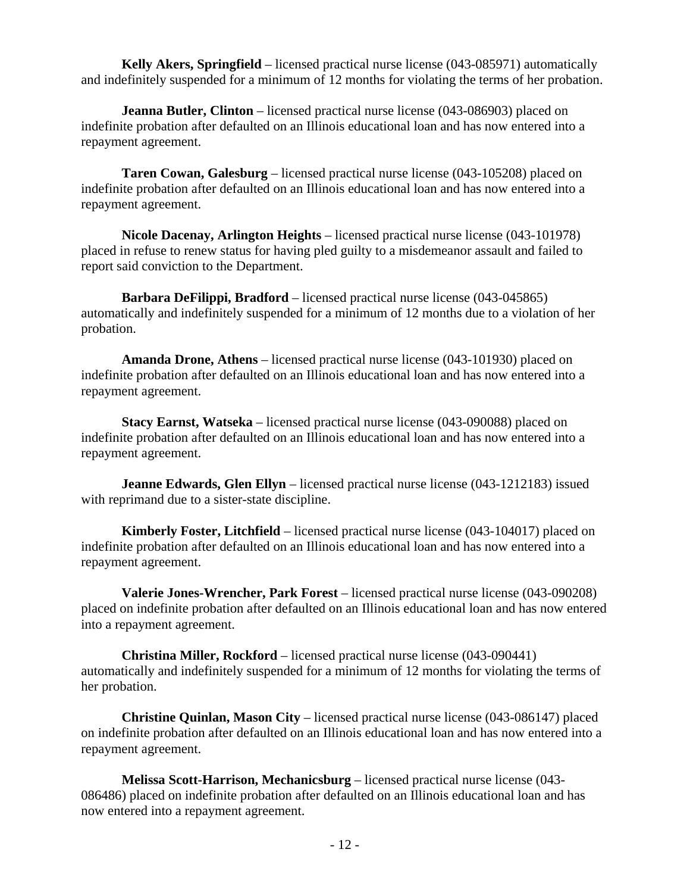**Kelly Akers, Springfield** – licensed practical nurse license (043-085971) automatically and indefinitely suspended for a minimum of 12 months for violating the terms of her probation.

**Jeanna Butler, Clinton** – licensed practical nurse license (043-086903) placed on indefinite probation after defaulted on an Illinois educational loan and has now entered into a repayment agreement.

**Taren Cowan, Galesburg** – licensed practical nurse license (043-105208) placed on indefinite probation after defaulted on an Illinois educational loan and has now entered into a repayment agreement.

**Nicole Dacenay, Arlington Heights** – licensed practical nurse license (043-101978) placed in refuse to renew status for having pled guilty to a misdemeanor assault and failed to report said conviction to the Department.

**Barbara DeFilippi, Bradford** – licensed practical nurse license (043-045865) automatically and indefinitely suspended for a minimum of 12 months due to a violation of her probation.

**Amanda Drone, Athens** – licensed practical nurse license (043-101930) placed on indefinite probation after defaulted on an Illinois educational loan and has now entered into a repayment agreement.

**Stacy Earnst, Watseka** – licensed practical nurse license (043-090088) placed on indefinite probation after defaulted on an Illinois educational loan and has now entered into a repayment agreement.

**Jeanne Edwards, Glen Ellyn** – licensed practical nurse license (043-1212183) issued with reprimand due to a sister-state discipline.

**Kimberly Foster, Litchfield** – licensed practical nurse license (043-104017) placed on indefinite probation after defaulted on an Illinois educational loan and has now entered into a repayment agreement.

**Valerie Jones-Wrencher, Park Forest** – licensed practical nurse license (043-090208) placed on indefinite probation after defaulted on an Illinois educational loan and has now entered into a repayment agreement.

**Christina Miller, Rockford** – licensed practical nurse license (043-090441) automatically and indefinitely suspended for a minimum of 12 months for violating the terms of her probation.

**Christine Quinlan, Mason City** – licensed practical nurse license (043-086147) placed on indefinite probation after defaulted on an Illinois educational loan and has now entered into a repayment agreement.

**Melissa Scott-Harrison, Mechanicsburg** – licensed practical nurse license (043-086486) placed on indefinite probation after defaulted on an Illinois educational loan and has now entered into a repayment agreement.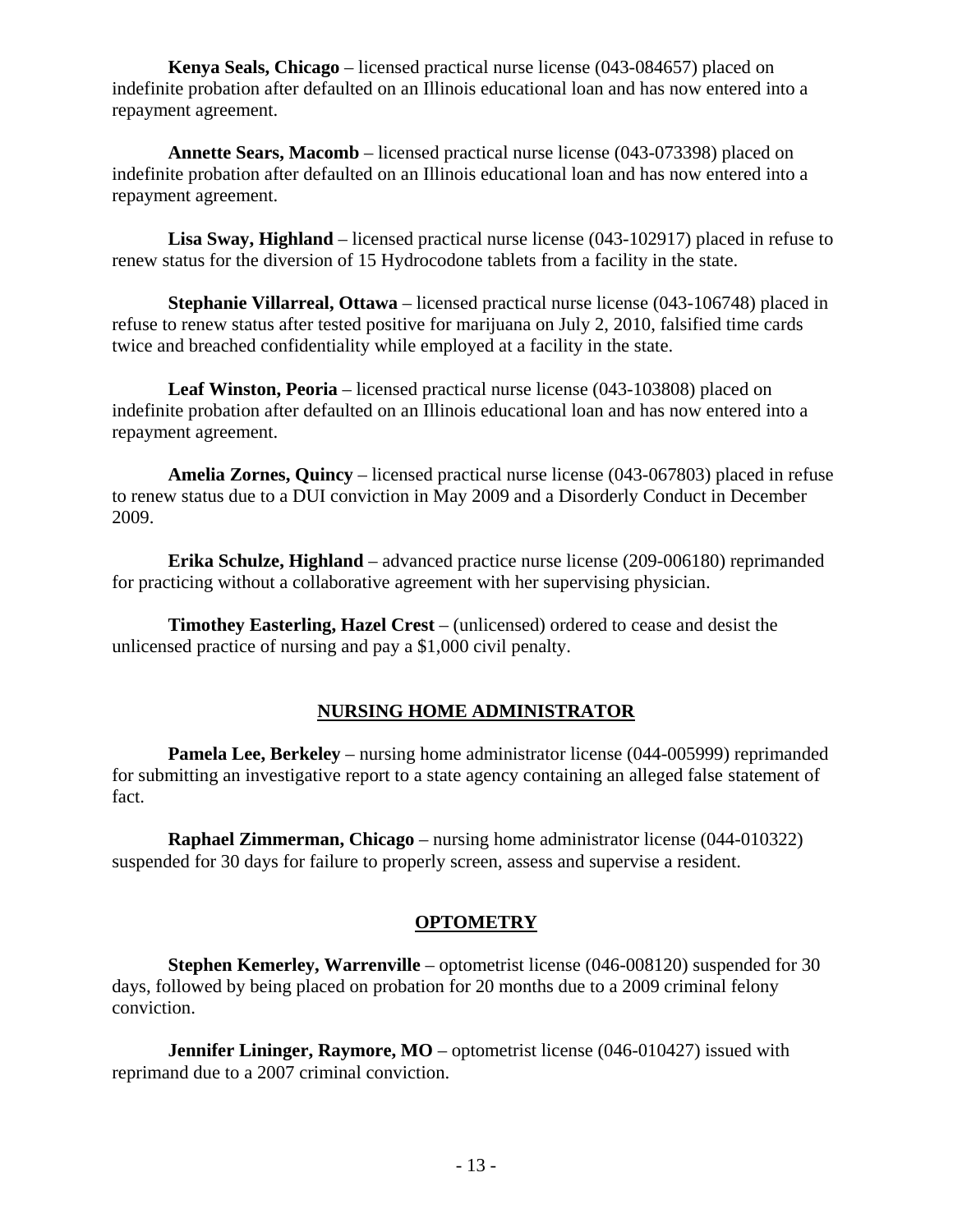**Kenya Seals, Chicago** – licensed practical nurse license (043-084657) placed on indefinite probation after defaulted on an Illinois educational loan and has now entered into a repayment agreement.

**Annette Sears, Macomb** – licensed practical nurse license (043-073398) placed on indefinite probation after defaulted on an Illinois educational loan and has now entered into a repayment agreement.

**Lisa Sway, Highland** – licensed practical nurse license (043-102917) placed in refuse to renew status for the diversion of 15 Hydrocodone tablets from a facility in the state.

**Stephanie Villarreal, Ottawa** – licensed practical nurse license (043-106748) placed in refuse to renew status after tested positive for marijuana on July 2, 2010, falsified time cards twice and breached confidentiality while employed at a facility in the state.

**Leaf Winston, Peoria** – licensed practical nurse license (043-103808) placed on indefinite probation after defaulted on an Illinois educational loan and has now entered into a repayment agreement.

**Amelia Zornes, Quincy** – licensed practical nurse license (043-067803) placed in refuse to renew status due to a DUI conviction in May 2009 and a Disorderly Conduct in December 2009.

**Erika Schulze, Highland** – advanced practice nurse license (209-006180) reprimanded for practicing without a collaborative agreement with her supervising physician.

**Timothey Easterling, Hazel Crest** – (unlicensed) ordered to cease and desist the unlicensed practice of nursing and pay a $1,000 civil penalty.

## NURSING HOME ADMINISTRATOR

**Pamela Lee, Berkeley** – nursing home administrator license (044-005999) reprimanded for submitting an investigative report to a state agency containing an alleged false statement of fact.

**Raphael Zimmerman, Chicago** – nursing home administrator license (044-010322) suspended for 30 days for failure to properly screen, assess and supervise a resident.

## OPTOMETRY

**Stephen Kemerley, Warrenville** – optometrist license (046-008120) suspended for 30 days, followed by being placed on probation for 20 months due to a 2009 criminal felony conviction.

**Jennifer Lininger, Raymore, MO** – optometrist license (046-010427) issued with reprimand due to a 2007 criminal conviction.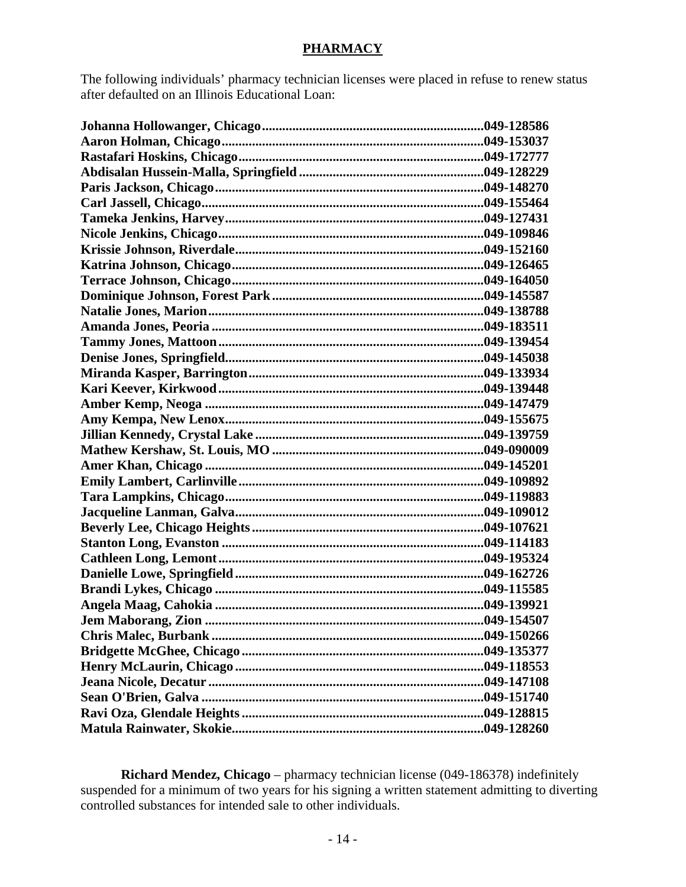## PHARMACY

The following individuals' pharmacy technician licenses were placed in refuse to renew status after defaulted on an Illinois Educational Loan:

**Johanna Hollowanger, Chicago..........049-128586**
**Aaron Holman, Chicago..........049-153037**
**Rastafari Hoskins, Chicago..........049-172777**
**Abdisalan Hussein-Malla, Springfield..........049-128229**
**Paris Jackson, Chicago..........049-148270**
**Carl Jassell, Chicago..........049-155464**
**Tameka Jenkins, Harvey..........049-127431**
**Nicole Jenkins, Chicago..........049-109846**
**Krissie Johnson, Riverdale..........049-152160**
**Katrina Johnson, Chicago..........049-126465**
**Terrace Johnson, Chicago..........049-164050**
**Dominique Johnson, Forest Park..........049-145587**
**Natalie Jones, Marion..........049-138788**
**Amanda Jones, Peoria..........049-183511**
**Tammy Jones, Mattoon..........049-139454**
**Denise Jones, Springfield..........049-145038**
**Miranda Kasper, Barrington..........049-133934**
**Kari Keever, Kirkwood..........049-139448**
**Amber Kemp, Neoga..........049-147479**
**Amy Kempa, New Lenox..........049-155675**
**Jillian Kennedy, Crystal Lake..........049-139759**
**Mathew Kershaw, St. Louis, MO..........049-090009**
**Amer Khan, Chicago..........049-145201**
**Emily Lambert, Carlinville..........049-109892**
**Tara Lampkins, Chicago..........049-119883**
**Jacqueline Lanman, Galva..........049-109012**
**Beverly Lee, Chicago Heights..........049-107621**
**Stanton Long, Evanston..........049-114183**
**Cathleen Long, Lemont..........049-195324**
**Danielle Lowe, Springfield..........049-162726**
**Brandi Lykes, Chicago..........049-115585**
**Angela Maag, Cahokia..........049-139921**
**Jem Maborang, Zion..........049-154507**
**Chris Malec, Burbank..........049-150266**
**Bridgette McGhee, Chicago..........049-135377**
**Henry McLaurin, Chicago..........049-118553**
**Jeana Nicole, Decatur..........049-147108**
**Sean O'Brien, Galva..........049-151740**
**Ravi Oza, Glendale Heights..........049-128815**
**Matula Rainwater, Skokie..........049-128260**

**Richard Mendez, Chicago** – pharmacy technician license (049-186378) indefinitely suspended for a minimum of two years for his signing a written statement admitting to diverting controlled substances for intended sale to other individuals.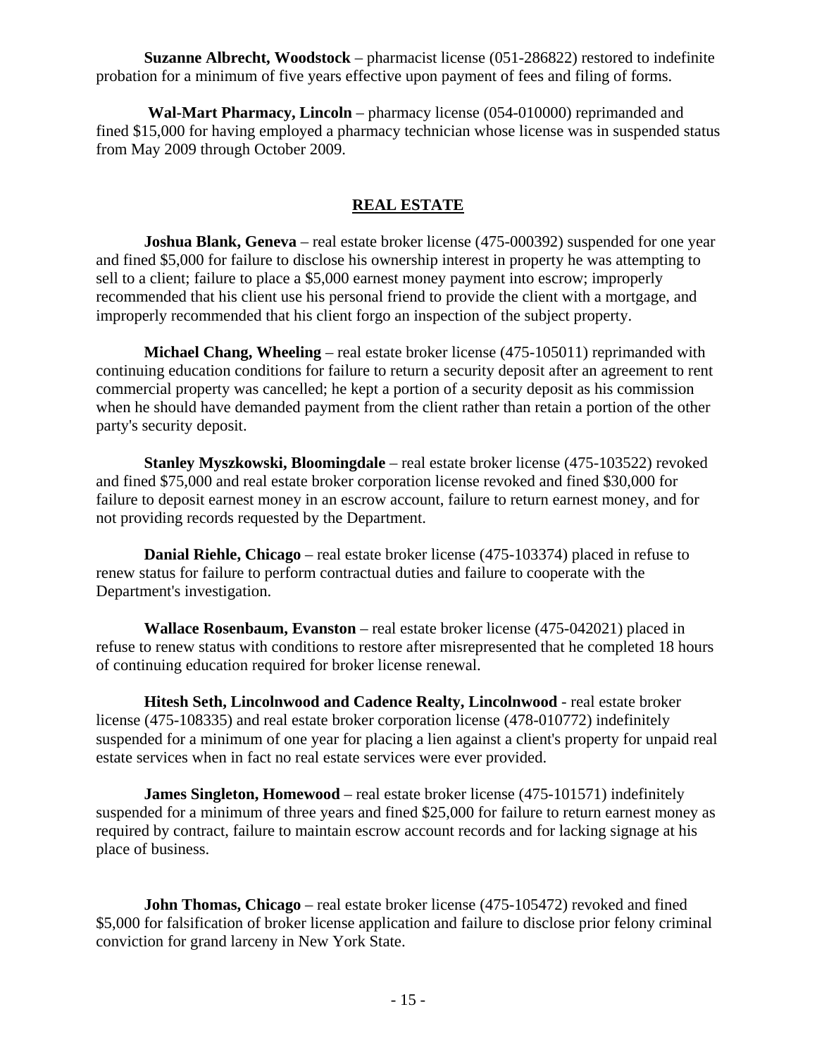**Suzanne Albrecht, Woodstock** – pharmacist license (051-286822) restored to indefinite probation for a minimum of five years effective upon payment of fees and filing of forms.

**Wal-Mart Pharmacy, Lincoln** – pharmacy license (054-010000) reprimanded and fined $15,000 for having employed a pharmacy technician whose license was in suspended status from May 2009 through October 2009.

## REAL ESTATE

**Joshua Blank, Geneva** – real estate broker license (475-000392) suspended for one year and fined $5,000 for failure to disclose his ownership interest in property he was attempting to sell to a client; failure to place a $5,000 earnest money payment into escrow; improperly recommended that his client use his personal friend to provide the client with a mortgage, and improperly recommended that his client forgo an inspection of the subject property.

**Michael Chang, Wheeling** – real estate broker license (475-105011) reprimanded with continuing education conditions for failure to return a security deposit after an agreement to rent commercial property was cancelled; he kept a portion of a security deposit as his commission when he should have demanded payment from the client rather than retain a portion of the other party's security deposit.

**Stanley Myszkowski, Bloomingdale** – real estate broker license (475-103522) revoked and fined $75,000 and real estate broker corporation license revoked and fined $30,000 for failure to deposit earnest money in an escrow account, failure to return earnest money, and for not providing records requested by the Department.

**Danial Riehle, Chicago** – real estate broker license (475-103374) placed in refuse to renew status for failure to perform contractual duties and failure to cooperate with the Department's investigation.

**Wallace Rosenbaum, Evanston** – real estate broker license (475-042021) placed in refuse to renew status with conditions to restore after misrepresented that he completed 18 hours of continuing education required for broker license renewal.

**Hitesh Seth, Lincolnwood and Cadence Realty, Lincolnwood** - real estate broker license (475-108335) and real estate broker corporation license (478-010772) indefinitely suspended for a minimum of one year for placing a lien against a client's property for unpaid real estate services when in fact no real estate services were ever provided.

**James Singleton, Homewood** – real estate broker license (475-101571) indefinitely suspended for a minimum of three years and fined $25,000 for failure to return earnest money as required by contract, failure to maintain escrow account records and for lacking signage at his place of business.

**John Thomas, Chicago** – real estate broker license (475-105472) revoked and fined $5,000 for falsification of broker license application and failure to disclose prior felony criminal conviction for grand larceny in New York State.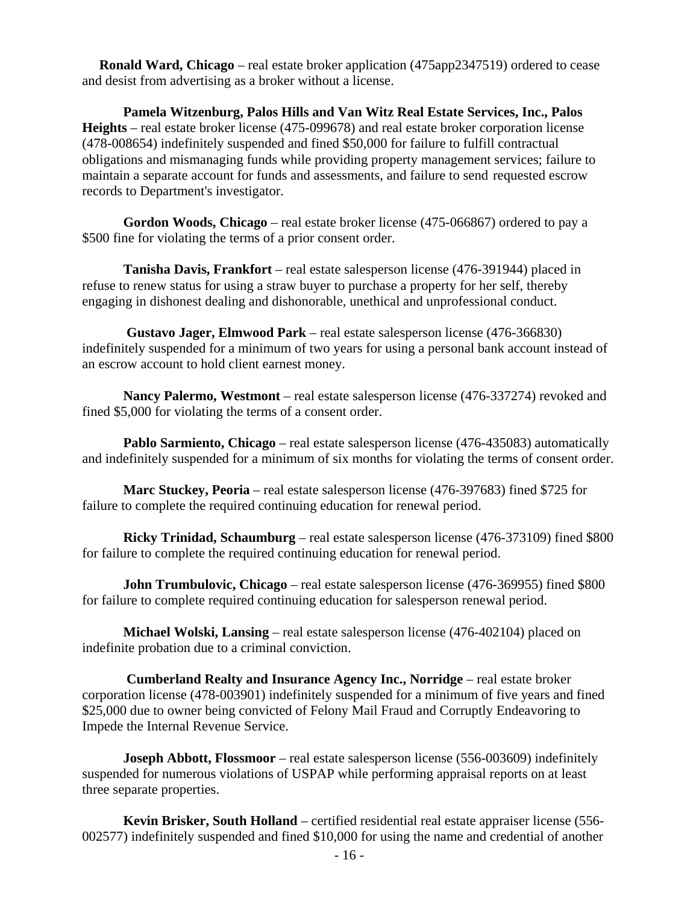**Ronald Ward, Chicago** – real estate broker application (475app2347519) ordered to cease and desist from advertising as a broker without a license.

**Pamela Witzenburg, Palos Hills and Van Witz Real Estate Services, Inc., Palos Heights** – real estate broker license (475-099678) and real estate broker corporation license (478-008654) indefinitely suspended and fined $50,000 for failure to fulfill contractual obligations and mismanaging funds while providing property management services; failure to maintain a separate account for funds and assessments, and failure to send requested escrow records to Department's investigator.

**Gordon Woods, Chicago** – real estate broker license (475-066867) ordered to pay a $500 fine for violating the terms of a prior consent order.

**Tanisha Davis, Frankfort** – real estate salesperson license (476-391944) placed in refuse to renew status for using a straw buyer to purchase a property for her self, thereby engaging in dishonest dealing and dishonorable, unethical and unprofessional conduct.

**Gustavo Jager, Elmwood Park** – real estate salesperson license (476-366830) indefinitely suspended for a minimum of two years for using a personal bank account instead of an escrow account to hold client earnest money.

**Nancy Palermo, Westmont** – real estate salesperson license (476-337274) revoked and fined $5,000 for violating the terms of a consent order.

**Pablo Sarmiento, Chicago** – real estate salesperson license (476-435083) automatically and indefinitely suspended for a minimum of six months for violating the terms of consent order.

**Marc Stuckey, Peoria** – real estate salesperson license (476-397683) fined $725 for failure to complete the required continuing education for renewal period.

**Ricky Trinidad, Schaumburg** – real estate salesperson license (476-373109) fined $800 for failure to complete the required continuing education for renewal period.

**John Trumbulovic, Chicago** – real estate salesperson license (476-369955) fined $800 for failure to complete required continuing education for salesperson renewal period.

**Michael Wolski, Lansing** – real estate salesperson license (476-402104) placed on indefinite probation due to a criminal conviction.

**Cumberland Realty and Insurance Agency Inc., Norridge** – real estate broker corporation license (478-003901) indefinitely suspended for a minimum of five years and fined $25,000 due to owner being convicted of Felony Mail Fraud and Corruptly Endeavoring to Impede the Internal Revenue Service.

**Joseph Abbott, Flossmoor** – real estate salesperson license (556-003609) indefinitely suspended for numerous violations of USPAP while performing appraisal reports on at least three separate properties.

**Kevin Brisker, South Holland** – certified residential real estate appraiser license (556-002577) indefinitely suspended and fined $10,000 for using the name and credential of another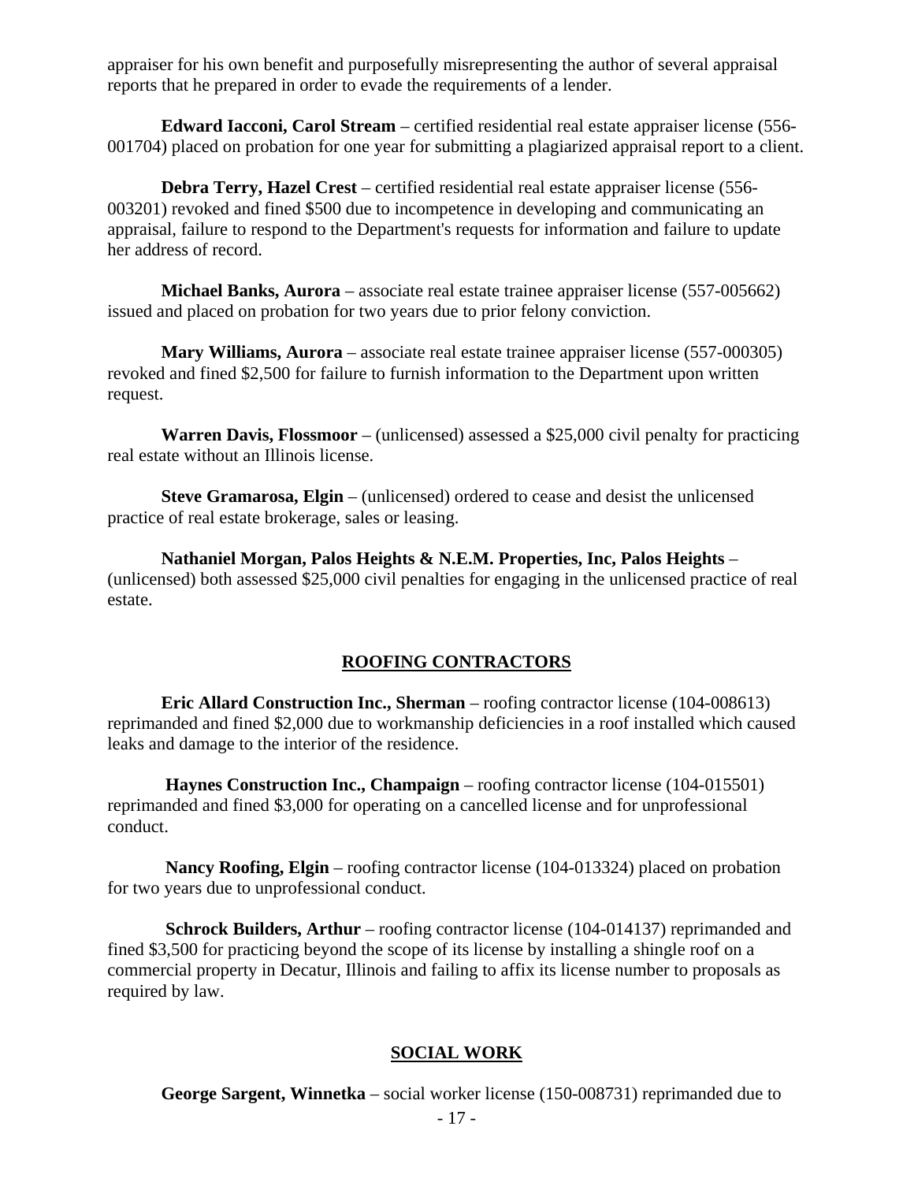appraiser for his own benefit and purposefully misrepresenting the author of several appraisal reports that he prepared in order to evade the requirements of a lender.

**Edward Iacconi, Carol Stream** – certified residential real estate appraiser license (556-001704) placed on probation for one year for submitting a plagiarized appraisal report to a client.

**Debra Terry, Hazel Crest** – certified residential real estate appraiser license (556-003201) revoked and fined $500 due to incompetence in developing and communicating an appraisal, failure to respond to the Department's requests for information and failure to update her address of record.

**Michael Banks, Aurora** – associate real estate trainee appraiser license (557-005662) issued and placed on probation for two years due to prior felony conviction.

**Mary Williams, Aurora** – associate real estate trainee appraiser license (557-000305) revoked and fined $2,500 for failure to furnish information to the Department upon written request.

**Warren Davis, Flossmoor** – (unlicensed) assessed a $25,000 civil penalty for practicing real estate without an Illinois license.

**Steve Gramarosa, Elgin** – (unlicensed) ordered to cease and desist the unlicensed practice of real estate brokerage, sales or leasing.

**Nathaniel Morgan, Palos Heights & N.E.M. Properties, Inc, Palos Heights** – (unlicensed) both assessed $25,000 civil penalties for engaging in the unlicensed practice of real estate.

## ROOFING CONTRACTORS

**Eric Allard Construction Inc., Sherman** – roofing contractor license (104-008613) reprimanded and fined $2,000 due to workmanship deficiencies in a roof installed which caused leaks and damage to the interior of the residence.

**Haynes Construction Inc., Champaign** – roofing contractor license (104-015501) reprimanded and fined $3,000 for operating on a cancelled license and for unprofessional conduct.

**Nancy Roofing, Elgin** – roofing contractor license (104-013324) placed on probation for two years due to unprofessional conduct.

**Schrock Builders, Arthur** – roofing contractor license (104-014137) reprimanded and fined $3,500 for practicing beyond the scope of its license by installing a shingle roof on a commercial property in Decatur, Illinois and failing to affix its license number to proposals as required by law.

## SOCIAL WORK

**George Sargent, Winnetka** – social worker license (150-008731) reprimanded due to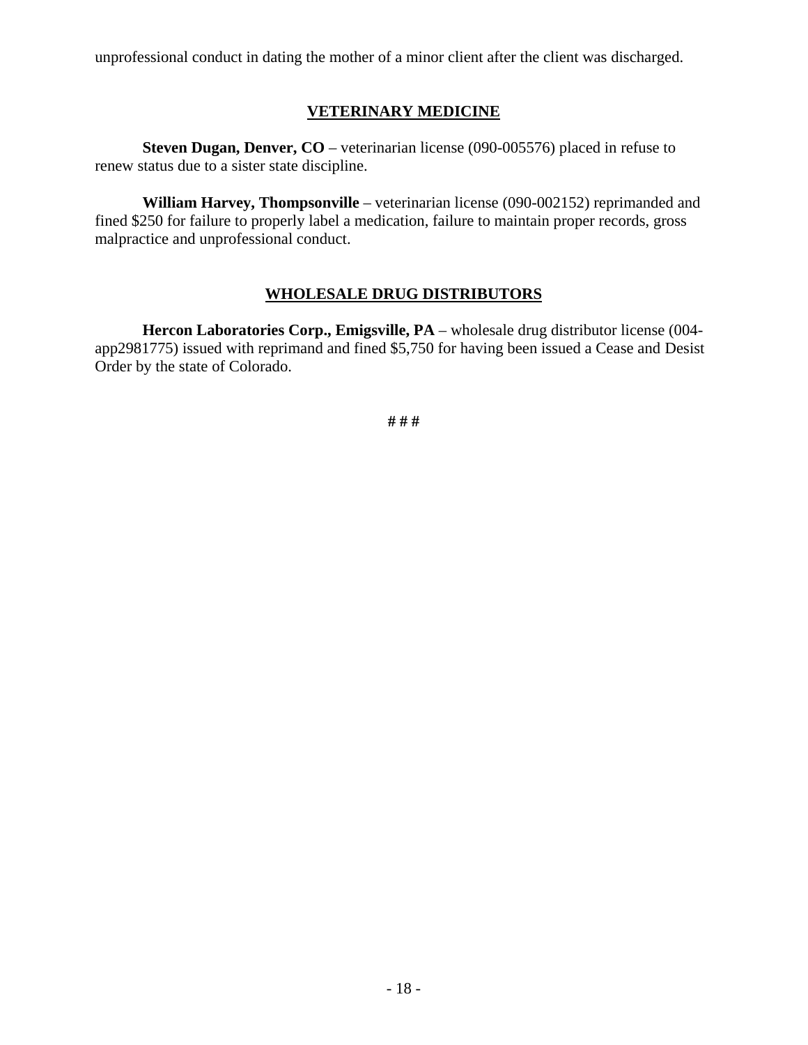unprofessional conduct in dating the mother of a minor client after the client was discharged.

## VETERINARY MEDICINE

**Steven Dugan, Denver, CO** – veterinarian license (090-005576) placed in refuse to renew status due to a sister state discipline.

**William Harvey, Thompsonville** – veterinarian license (090-002152) reprimanded and fined $250 for failure to properly label a medication, failure to maintain proper records, gross malpractice and unprofessional conduct.

## WHOLESALE DRUG DISTRIBUTORS

**Hercon Laboratories Corp., Emigsville, PA** – wholesale drug distributor license (004-app2981775) issued with reprimand and fined $5,750 for having been issued a Cease and Desist Order by the state of Colorado.

# # #